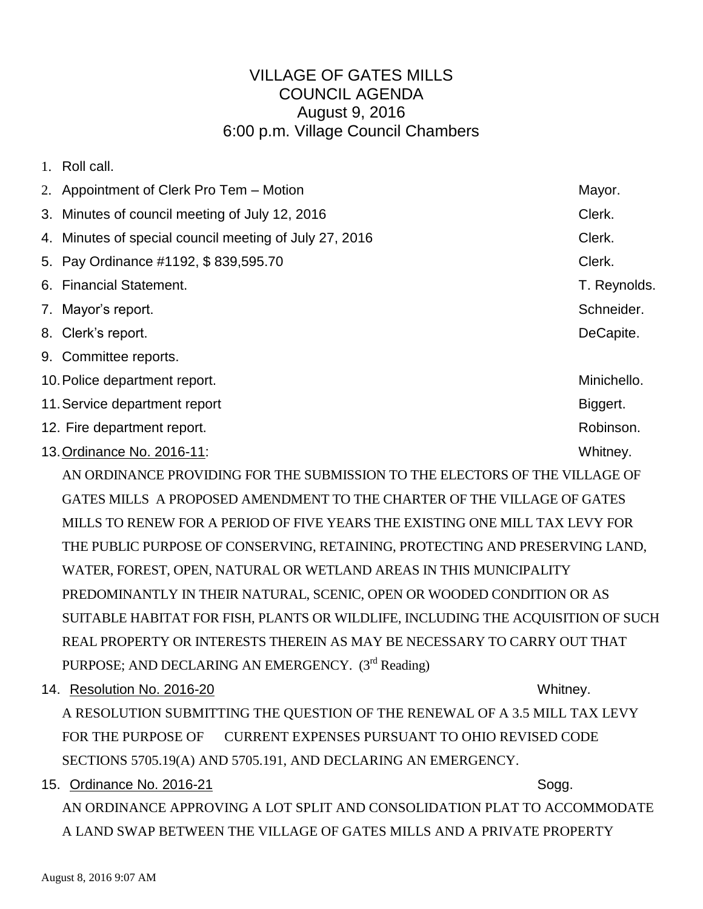# VILLAGE OF GATES MILLS
## COUNCIL AGENDA
### August 9, 2016
### 6:00 p.m. Village Council Chambers

1. Roll call.
2. Appointment of Clerk Pro Tem – Motion — Mayor.
3. Minutes of council meeting of July 12, 2016 — Clerk.
4. Minutes of special council meeting of July 27, 2016 — Clerk.
5. Pay Ordinance #1192, $ 839,595.70 — Clerk.
6. Financial Statement. — T. Reynolds.
7. Mayor's report. — Schneider.
8. Clerk's report. — DeCapite.
9. Committee reports.
10. Police department report. — Minichello.
11. Service department report — Biggert.
12. Fire department report. — Robinson.
13. Ordinance No. 2016-11: — Whitney.

    AN ORDINANCE PROVIDING FOR THE SUBMISSION TO THE ELECTORS OF THE VILLAGE OF GATES MILLS A PROPOSED AMENDMENT TO THE CHARTER OF THE VILLAGE OF GATES MILLS TO RENEW FOR A PERIOD OF FIVE YEARS THE EXISTING ONE MILL TAX LEVY FOR THE PUBLIC PURPOSE OF CONSERVING, RETAINING, PROTECTING AND PRESERVING LAND, WATER, FOREST, OPEN, NATURAL OR WETLAND AREAS IN THIS MUNICIPALITY PREDOMINANTLY IN THEIR NATURAL, SCENIC, OPEN OR WOODED CONDITION OR AS SUITABLE HABITAT FOR FISH, PLANTS OR WILDLIFE, INCLUDING THE ACQUISITION OF SUCH REAL PROPERTY OR INTERESTS THEREIN AS MAY BE NECESSARY TO CARRY OUT THAT PURPOSE; AND DECLARING AN EMERGENCY. (3rd Reading)

14. Resolution No. 2016-20 — Whitney.

    A RESOLUTION SUBMITTING THE QUESTION OF THE RENEWAL OF A 3.5 MILL TAX LEVY FOR THE PURPOSE OF CURRENT EXPENSES PURSUANT TO OHIO REVISED CODE SECTIONS 5705.19(A) AND 5705.191, AND DECLARING AN EMERGENCY.

15. Ordinance No. 2016-21 — Sogg.

    AN ORDINANCE APPROVING A LOT SPLIT AND CONSOLIDATION PLAT TO ACCOMMODATE A LAND SWAP BETWEEN THE VILLAGE OF GATES MILLS AND A PRIVATE PROPERTY

August 8, 2016 9:07 AM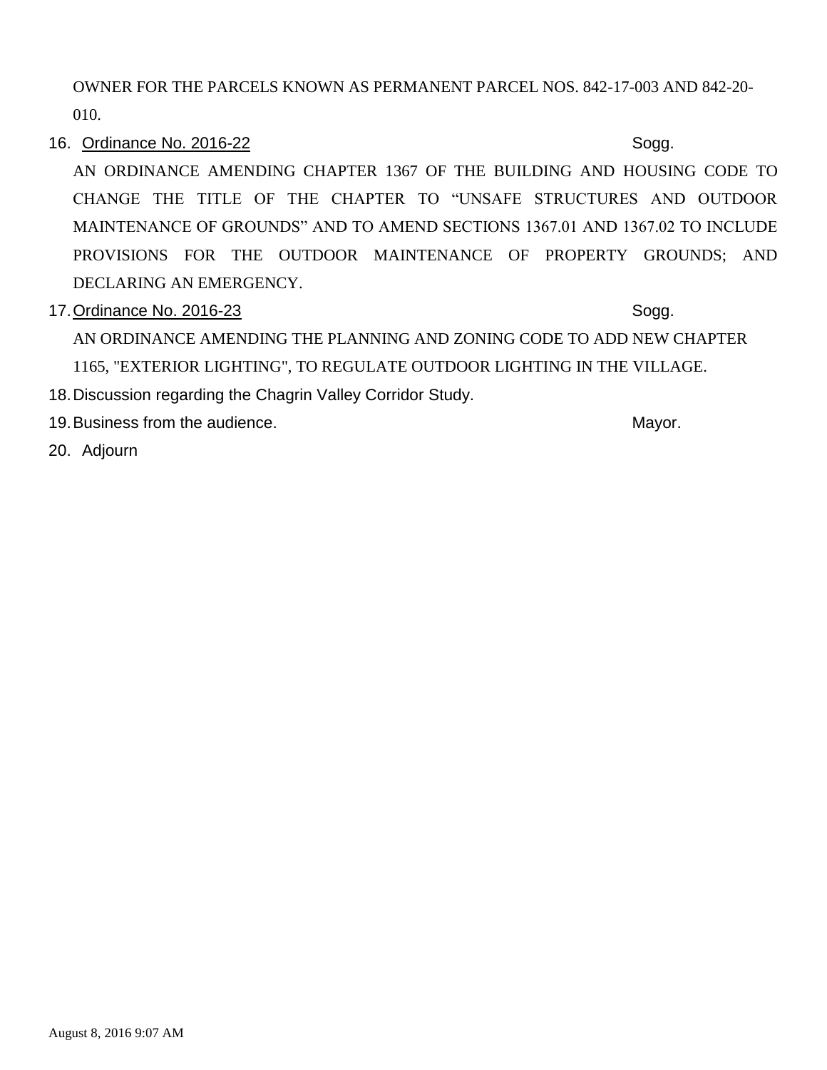OWNER FOR THE PARCELS KNOWN AS PERMANENT PARCEL NOS. 842-17-003 AND 842-20-010.

16. Ordinance No. 2016-22 Sogg.

    AN ORDINANCE AMENDING CHAPTER 1367 OF THE BUILDING AND HOUSING CODE TO CHANGE THE TITLE OF THE CHAPTER TO "UNSAFE STRUCTURES AND OUTDOOR MAINTENANCE OF GROUNDS" AND TO AMEND SECTIONS 1367.01 AND 1367.02 TO INCLUDE PROVISIONS FOR THE OUTDOOR MAINTENANCE OF PROPERTY GROUNDS; AND DECLARING AN EMERGENCY.

17. Ordinance No. 2016-23 Sogg.

    AN ORDINANCE AMENDING THE PLANNING AND ZONING CODE TO ADD NEW CHAPTER 1165, "EXTERIOR LIGHTING", TO REGULATE OUTDOOR LIGHTING IN THE VILLAGE.

18. Discussion regarding the Chagrin Valley Corridor Study.

19. Business from the audience. Mayor.

20. Adjourn

August 8, 2016 9:07 AM